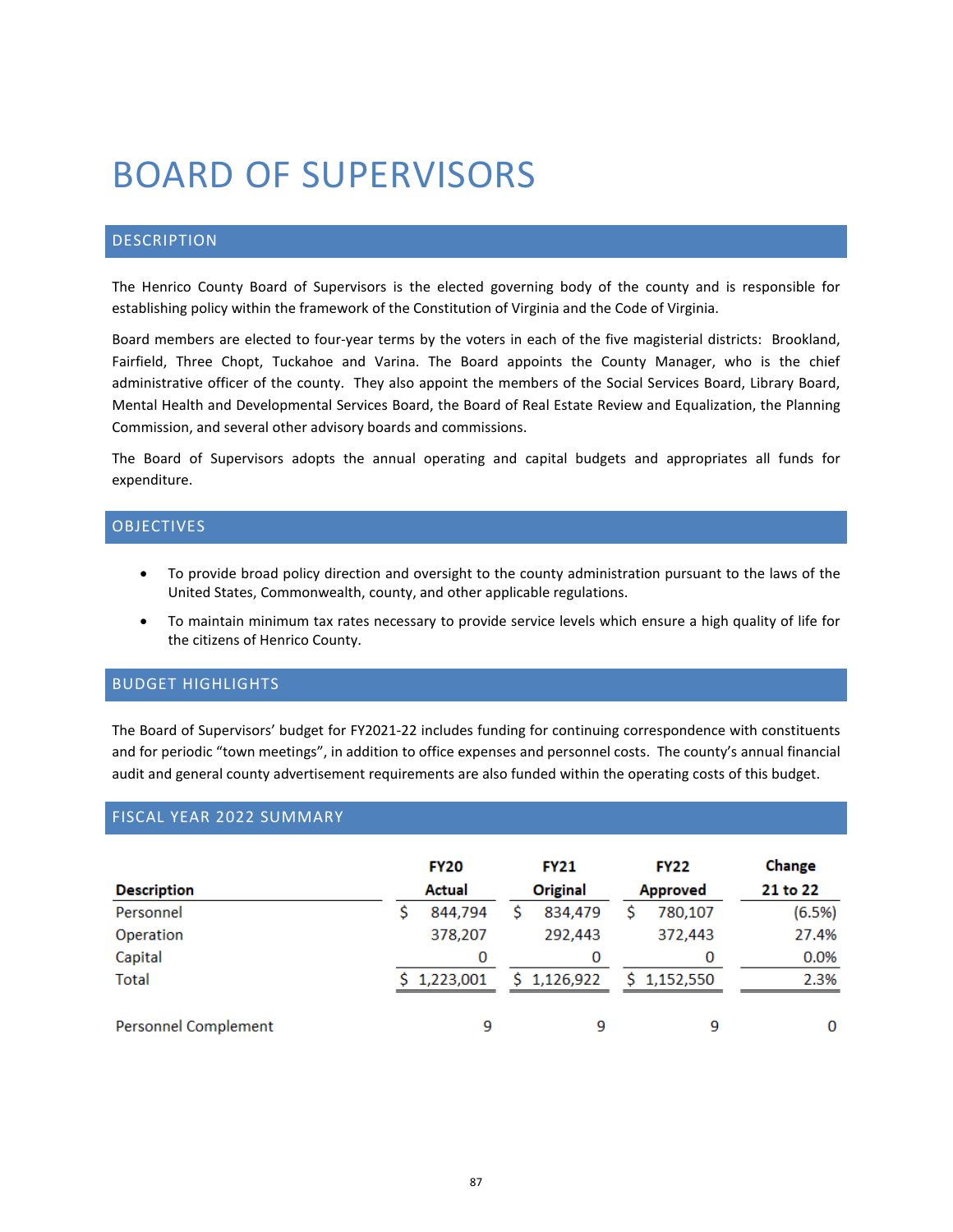# BOARD OF SUPERVISORS

## DESCRIPTION

The Henrico County Board of Supervisors is the elected governing body of the county and is responsible for establishing policy within the framework of the Constitution of Virginia and the Code of Virginia.

Board members are elected to four-year terms by the voters in each of the five magisterial districts: Brookland, Fairfield, Three Chopt, Tuckahoe and Varina. The Board appoints the County Manager, who is the chief administrative officer of the county. They also appoint the members of the Social Services Board, Library Board, Mental Health and Developmental Services Board, the Board of Real Estate Review and Equalization, the Planning Commission, and several other advisory boards and commissions.

The Board of Supervisors adopts the annual operating and capital budgets and appropriates all funds for expenditure.

## OBJECTIVES

- To provide broad policy direction and oversight to the county administration pursuant to the laws of the United States, Commonwealth, county, and other applicable regulations.
- To maintain minimum tax rates necessary to provide service levels which ensure a high quality of life for the citizens of Henrico County.

## BUDGET HIGHLIGHTS

The Board of Supervisors' budget for FY2021-22 includes funding for continuing correspondence with constituents and for periodic "town meetings", in addition to office expenses and personnel costs. The county's annual financial audit and general county advertisement requirements are also funded within the operating costs of this budget.

## FISCAL YEAR 2022 SUMMARY

| Description | FY20 Actual | FY21 Original | FY22 Approved | Change 21 to 22 |
|---|---|---|---|---|
| Personnel | $ 844,794 | $ 834,479 | $ 780,107 | (6.5%) |
| Operation | 378,207 | 292,443 | 372,443 | 27.4% |
| Capital | 0 | 0 | 0 | 0.0% |
| Total | $ 1,223,001 | $ 1,126,922 | $ 1,152,550 | 2.3% |
| | | | | |
| Personnel Complement | 9 | 9 | 9 | 0 |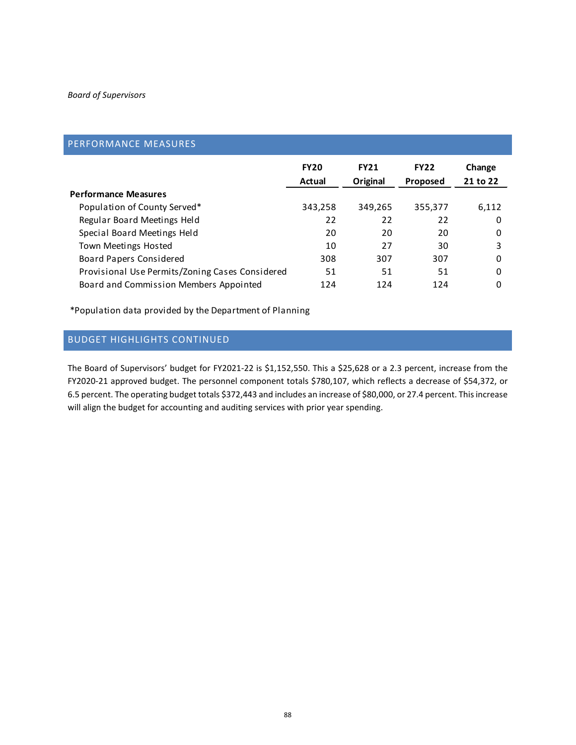*Board of Supervisors*

## PERFORMANCE MEASURES

| | FY20 Actual | FY21 Original | FY22 Proposed | Change 21 to 22 |
|---|---|---|---|---|
| **Performance Measures** | | | | |
| Population of County Served* | 343,258 | 349,265 | 355,377 | 6,112 |
| Regular Board Meetings Held | 22 | 22 | 22 | 0 |
| Special Board Meetings Held | 20 | 20 | 20 | 0 |
| Town Meetings Hosted | 10 | 27 | 30 | 3 |
| Board Papers Considered | 308 | 307 | 307 | 0 |
| Provisional Use Permits/Zoning Cases Considered | 51 | 51 | 51 | 0 |
| Board and Commission Members Appointed | 124 | 124 | 124 | 0 |

*Population data provided by the Department of Planning

## BUDGET HIGHLIGHTS CONTINUED

The Board of Supervisors' budget for FY2021-22 is $1,152,550. This a $25,628 or a 2.3 percent, increase from the FY2020-21 approved budget. The personnel component totals $780,107, which reflects a decrease of $54,372, or 6.5 percent. The operating budget totals $372,443 and includes an increase of $80,000, or 27.4 percent. This increase will align the budget for accounting and auditing services with prior year spending.